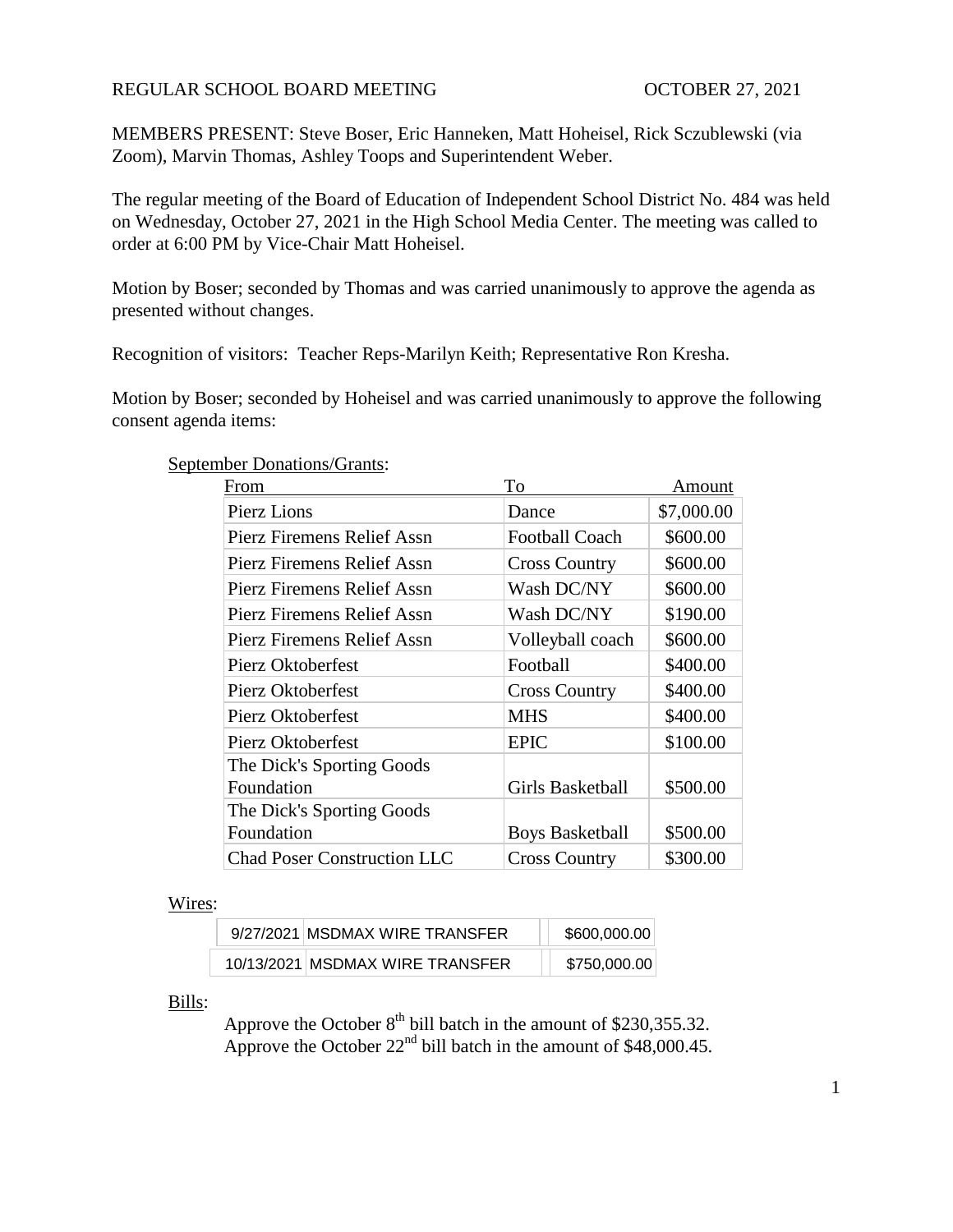REGULAR SCHOOL BOARD MEETING OCTOBER 27, 2021

MEMBERS PRESENT: Steve Boser, Eric Hanneken, Matt Hoheisel, Rick Sczublewski (via Zoom), Marvin Thomas, Ashley Toops and Superintendent Weber.

The regular meeting of the Board of Education of Independent School District No. 484 was held on Wednesday, October 27, 2021 in the High School Media Center. The meeting was called to order at 6:00 PM by Vice-Chair Matt Hoheisel.

Motion by Boser; seconded by Thomas and was carried unanimously to approve the agenda as presented without changes.

Recognition of visitors: Teacher Reps-Marilyn Keith; Representative Ron Kresha.

Motion by Boser; seconded by Hoheisel and was carried unanimously to approve the following consent agenda items:

September Donations/Grants:

| From | To | Amount |
|---|---|---|
| Pierz Lions | Dance | $7,000.00 |
| Pierz Firemens Relief Assn | Football Coach | $600.00 |
| Pierz Firemens Relief Assn | Cross Country | $600.00 |
| Pierz Firemens Relief Assn | Wash DC/NY | $600.00 |
| Pierz Firemens Relief Assn | Wash DC/NY | $190.00 |
| Pierz Firemens Relief Assn | Volleyball coach | $600.00 |
| Pierz Oktoberfest | Football | $400.00 |
| Pierz Oktoberfest | Cross Country | $400.00 |
| Pierz Oktoberfest | MHS | $400.00 |
| Pierz Oktoberfest | EPIC | $100.00 |
| The Dick's Sporting Goods Foundation | Girls Basketball | $500.00 |
| The Dick's Sporting Goods Foundation | Boys Basketball | $500.00 |
| Chad Poser Construction LLC | Cross Country | $300.00 |

Wires:

| | | |
|---|---|---|
| 9/27/2021 | MSDMAX WIRE TRANSFER | $600,000.00 |
| 10/13/2021 | MSDMAX WIRE TRANSFER | $750,000.00 |

Bills:

Approve the October 8th bill batch in the amount of $230,355.32.
Approve the October 22nd bill batch in the amount of $48,000.45.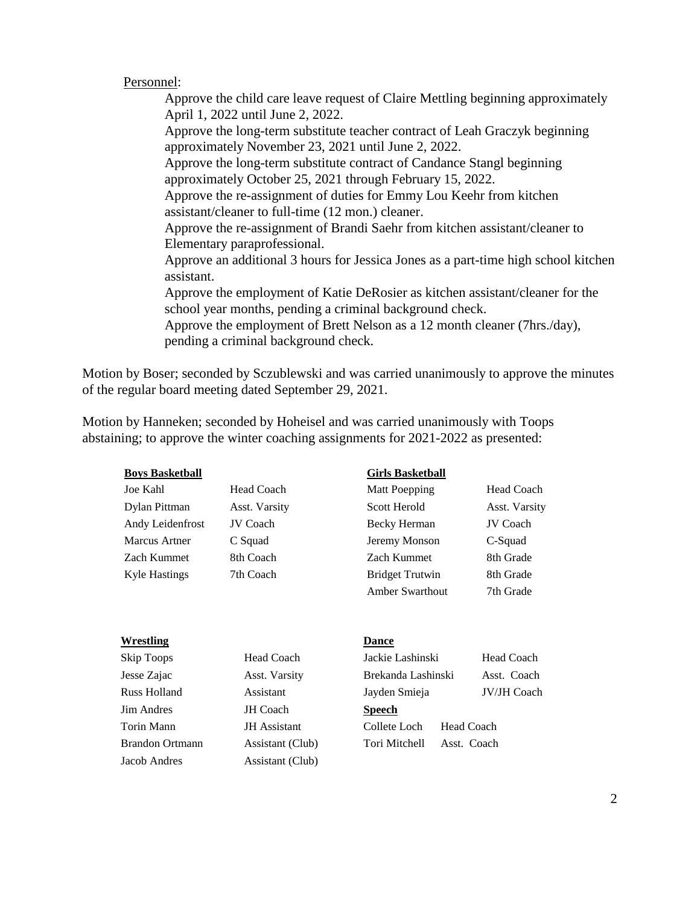Personnel:

Approve the child care leave request of Claire Mettling beginning approximately April 1, 2022 until June 2, 2022.
Approve the long-term substitute teacher contract of Leah Graczyk beginning approximately November 23, 2021 until June 2, 2022.
Approve the long-term substitute contract of Candance Stangl beginning approximately October 25, 2021 through February 15, 2022.
Approve the re-assignment of duties for Emmy Lou Keehr from kitchen assistant/cleaner to full-time (12 mon.) cleaner.
Approve the re-assignment of Brandi Saehr from kitchen assistant/cleaner to Elementary paraprofessional.
Approve an additional 3 hours for Jessica Jones as a part-time high school kitchen assistant.
Approve the employment of Katie DeRosier as kitchen assistant/cleaner for the school year months, pending a criminal background check.
Approve the employment of Brett Nelson as a 12 month cleaner (7hrs./day), pending a criminal background check.

Motion by Boser; seconded by Sczublewski and was carried unanimously to approve the minutes of the regular board meeting dated September 29, 2021.

Motion by Hanneken; seconded by Hoheisel and was carried unanimously with Toops abstaining; to approve the winter coaching assignments for 2021-2022 as presented:

| **Boys Basketball** | | **Girls Basketball** | |
|---|---|---|---|
| Joe Kahl | Head Coach | Matt Poepping | Head Coach |
| Dylan Pittman | Asst. Varsity | Scott Herold | Asst. Varsity |
| Andy Leidenfrost | JV Coach | Becky Herman | JV Coach |
| Marcus Artner | C Squad | Jeremy Monson | C-Squad |
| Zach Kummet | 8th Coach | Zach Kummet | 8th Grade |
| Kyle Hastings | 7th Coach | Bridget Trutwin | 8th Grade |
| | | Amber Swarthout | 7th Grade |

| **Wrestling** | | **Dance** | |
|---|---|---|---|
| Skip Toops | Head Coach | Jackie Lashinski | Head Coach |
| Jesse Zajac | Asst. Varsity | Brekanda Lashinski | Asst. Coach |
| Russ Holland | Assistant | Jayden Smieja | JV/JH Coach |
| Jim Andres | JH Coach | **Speech** | |
| Torin Mann | JH Assistant | Collete Loch | Head Coach |
| Brandon Ortmann | Assistant (Club) | Tori Mitchell | Asst. Coach |
| Jacob Andres | Assistant (Club) | | |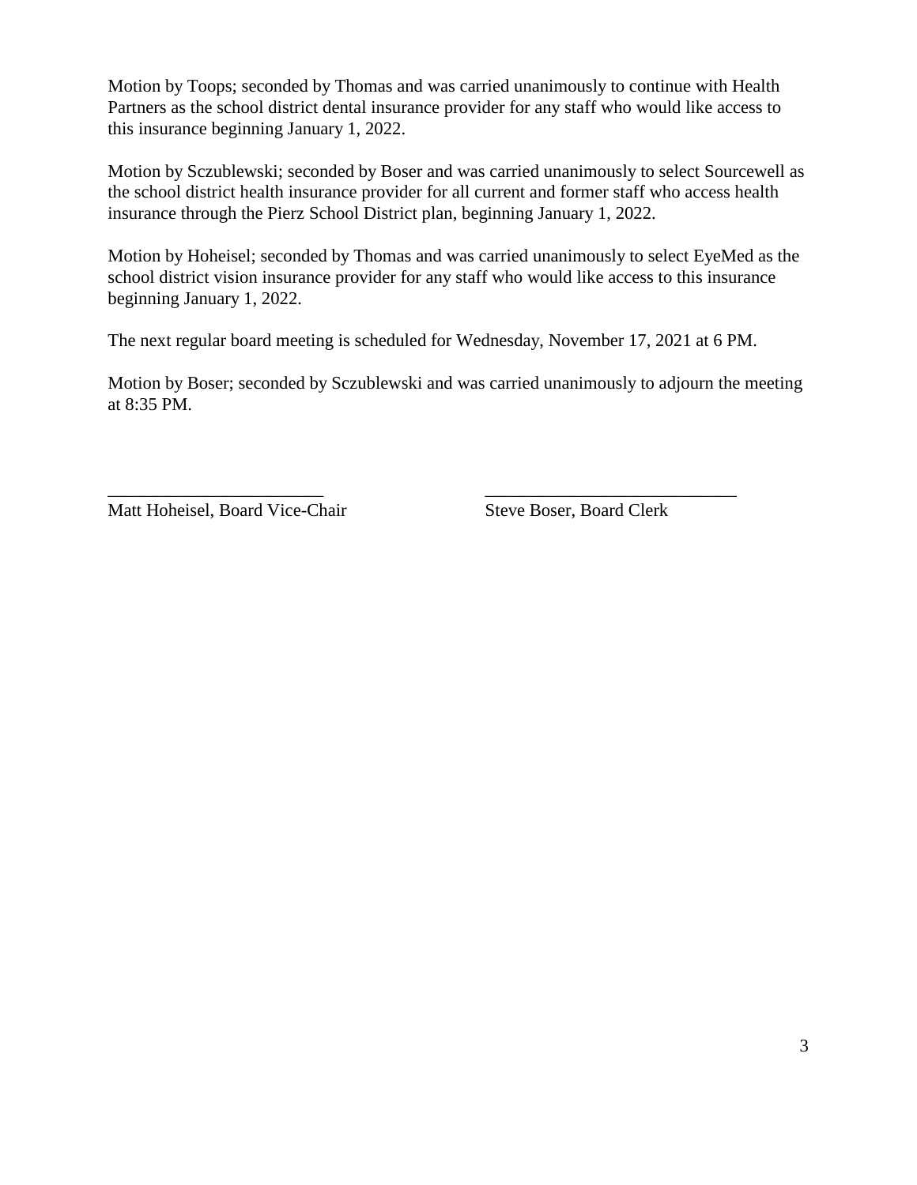Motion by Toops; seconded by Thomas and was carried unanimously to continue with Health Partners as the school district dental insurance provider for any staff who would like access to this insurance beginning January 1, 2022.

Motion by Sczublewski; seconded by Boser and was carried unanimously to select Sourcewell as the school district health insurance provider for all current and former staff who access health insurance through the Pierz School District plan, beginning January 1, 2022.

Motion by Hoheisel; seconded by Thomas and was carried unanimously to select EyeMed as the school district vision insurance provider for any staff who would like access to this insurance beginning January 1, 2022.

The next regular board meeting is scheduled for Wednesday, November 17, 2021 at 6 PM.

Motion by Boser; seconded by Sczublewski and was carried unanimously to adjourn the meeting at 8:35 PM.

| | |
|---|---|
| ________________________ | ____________________________ |
| Matt Hoheisel, Board Vice-Chair | Steve Boser, Board Clerk |